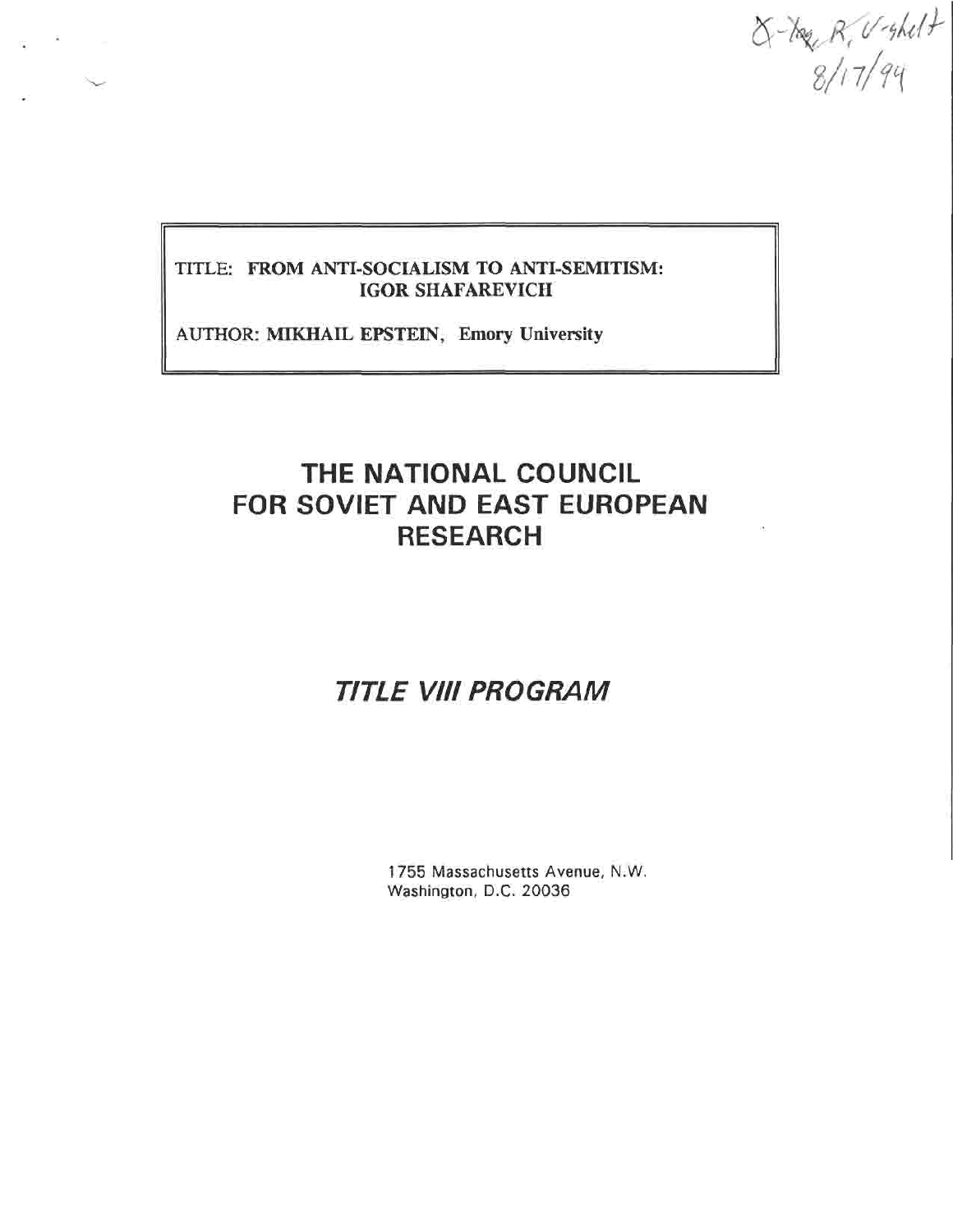X-Ray, R, V-shelf
8/17/94

TITLE: **FROM ANTI-SOCIALISM TO ANTI-SEMITISM: IGOR SHAFAREVICH**

AUTHOR: **MIKHAIL EPSTEIN**, **Emory University**

# THE NATIONAL COUNCIL FOR SOVIET AND EAST EUROPEAN RESEARCH

## *TITLE VIII PROGRAM*

1755 Massachusetts Avenue, N.W.
Washington, D.C. 20036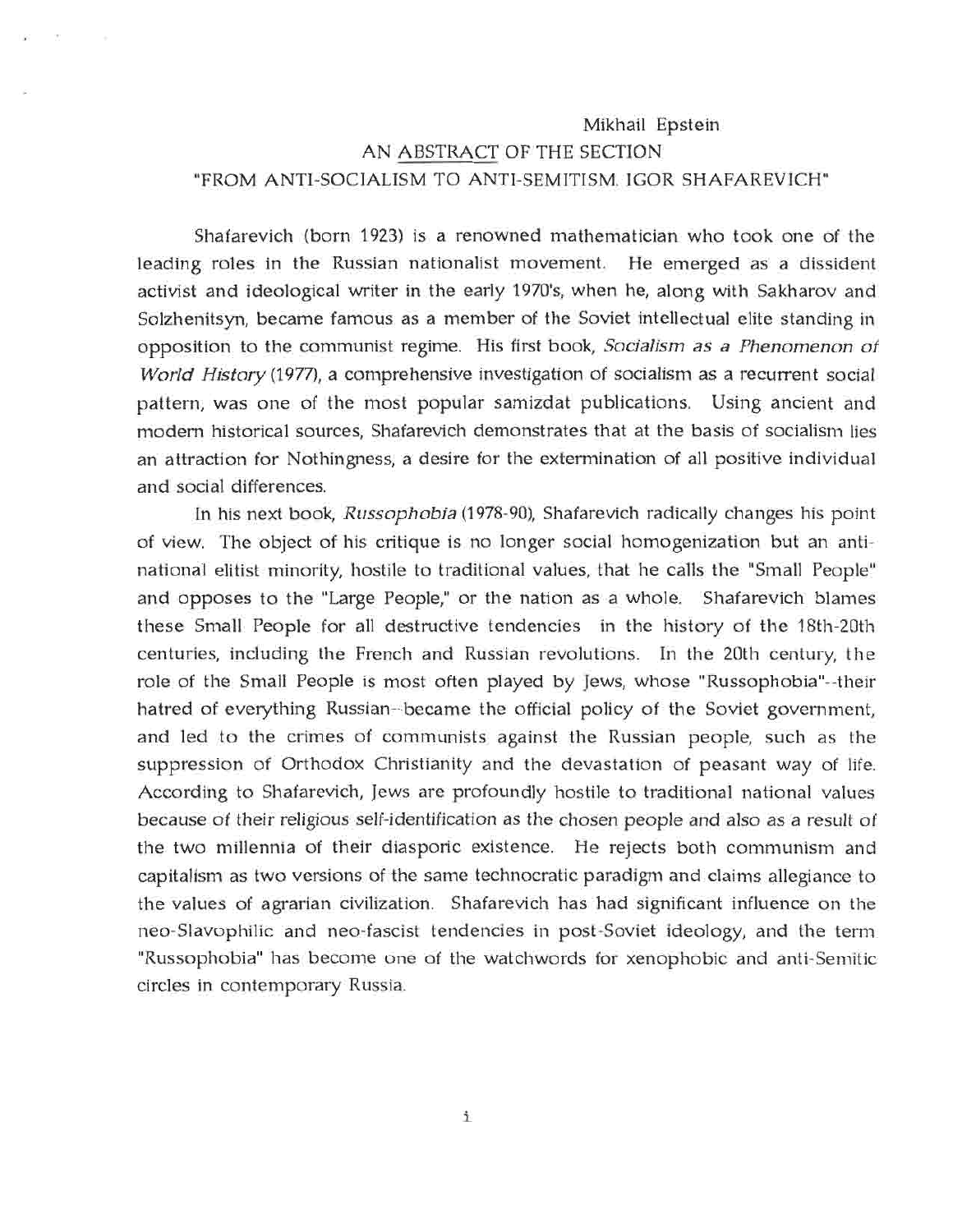Mikhail Epstein

AN ABSTRACT OF THE SECTION
"FROM ANTI-SOCIALISM TO ANTI-SEMITISM. IGOR SHAFAREVICH"

Shafarevich (born 1923) is a renowned mathematician who took one of the leading roles in the Russian nationalist movement. He emerged as a dissident activist and ideological writer in the early 1970's, when he, along with Sakharov and Solzhenitsyn, became famous as a member of the Soviet intellectual elite standing in opposition to the communist regime. His first book, *Socialism as a Phenomenon of World History* (1977), a comprehensive investigation of socialism as a recurrent social pattern, was one of the most popular samizdat publications. Using ancient and modern historical sources, Shafarevich demonstrates that at the basis of socialism lies an attraction for Nothingness, a desire for the extermination of all positive individual and social differences.

In his next book, *Russophobia* (1978-90), Shafarevich radically changes his point of view. The object of his critique is no longer social homogenization but an anti-national elitist minority, hostile to traditional values, that he calls the "Small People" and opposes to the "Large People," or the nation as a whole. Shafarevich blames these Small People for all destructive tendencies in the history of the 18th-20th centuries, including the French and Russian revolutions. In the 20th century, the role of the Small People is most often played by Jews, whose "Russophobia"--their hatred of everything Russian--became the official policy of the Soviet government, and led to the crimes of communists against the Russian people, such as the suppression of Orthodox Christianity and the devastation of peasant way of life. According to Shafarevich, Jews are profoundly hostile to traditional national values because of their religious self-identification as the chosen people and also as a result of the two millennia of their diasporic existence. He rejects both communism and capitalism as two versions of the same technocratic paradigm and claims allegiance to the values of agrarian civilization. Shafarevich has had significant influence on the neo-Slavophilic and neo-fascist tendencies in post-Soviet ideology, and the term "Russophobia" has become one of the watchwords for xenophobic and anti-Semitic circles in contemporary Russia.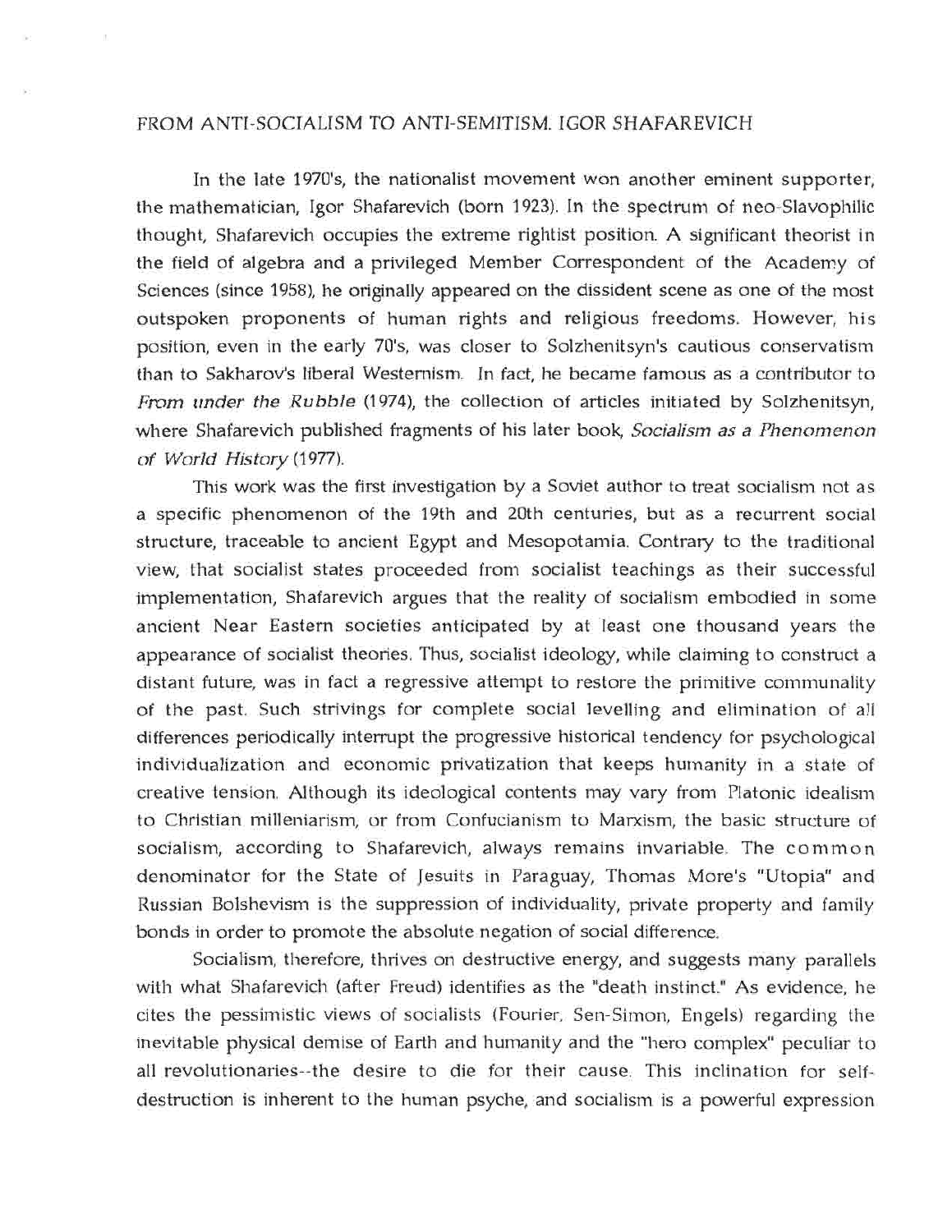FROM ANTI-SOCIALISM TO ANTI-SEMITISM. IGOR SHAFAREVICH

In the late 1970's, the nationalist movement won another eminent supporter, the mathematician, Igor Shafarevich (born 1923). In the spectrum of neo-Slavophilic thought, Shafarevich occupies the extreme rightist position. A significant theorist in the field of algebra and a privileged Member Correspondent of the Academy of Sciences (since 1958), he originally appeared on the dissident scene as one of the most outspoken proponents of human rights and religious freedoms. However, his position, even in the early 70's, was closer to Solzhenitsyn's cautious conservatism than to Sakharov's liberal Westernism. In fact, he became famous as a contributor to *From under the Rubble* (1974), the collection of articles initiated by Solzhenitsyn, where Shafarevich published fragments of his later book, *Socialism as a Phenomenon of World History* (1977).

This work was the first investigation by a Soviet author to treat socialism not as a specific phenomenon of the 19th and 20th centuries, but as a recurrent social structure, traceable to ancient Egypt and Mesopotamia. Contrary to the traditional view, that socialist states proceeded from socialist teachings as their successful implementation, Shafarevich argues that the reality of socialism embodied in some ancient Near Eastern societies anticipated by at least one thousand years the appearance of socialist theories. Thus, socialist ideology, while claiming to construct a distant future, was in fact a regressive attempt to restore the primitive communality of the past. Such strivings for complete social levelling and elimination of all differences periodically interrupt the progressive historical tendency for psychological individualization and economic privatization that keeps humanity in a state of creative tension. Although its ideological contents may vary from Platonic idealism to Christian milleniarism, or from Confucianism to Marxism, the basic structure of socialism, according to Shafarevich, always remains invariable. The common denominator for the State of Jesuits in Paraguay, Thomas More's "Utopia" and Russian Bolshevism is the suppression of individuality, private property and family bonds in order to promote the absolute negation of social difference.

Socialism, therefore, thrives on destructive energy, and suggests many parallels with what Shafarevich (after Freud) identifies as the "death instinct." As evidence, he cites the pessimistic views of socialists (Fourier, Sen-Simon, Engels) regarding the inevitable physical demise of Earth and humanity and the "hero complex" peculiar to all revolutionaries--the desire to die for their cause. This inclination for self-destruction is inherent to the human psyche, and socialism is a powerful expression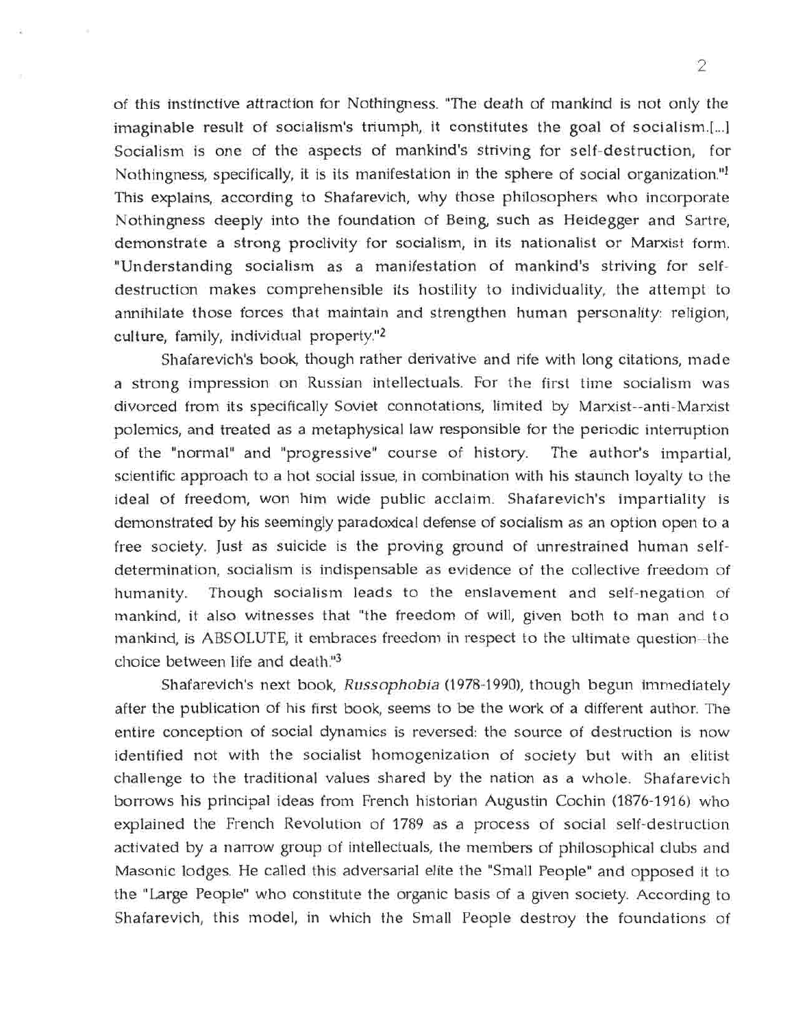of this instinctive attraction for Nothingness. "The death of mankind is not only the imaginable result of socialism's triumph, it constitutes the goal of socialism.[...] Socialism is one of the aspects of mankind's striving for self-destruction, for Nothingness, specifically, it is its manifestation in the sphere of social organization."[1] This explains, according to Shafarevich, why those philosophers who incorporate Nothingness deeply into the foundation of Being, such as Heidegger and Sartre, demonstrate a strong proclivity for socialism, in its nationalist or Marxist form. "Understanding socialism as a manifestation of mankind's striving for self-destruction makes comprehensible its hostility to individuality, the attempt to annihilate those forces that maintain and strengthen human personality: religion, culture, family, individual property."[2]

Shafarevich's book, though rather derivative and rife with long citations, made a strong impression on Russian intellectuals. For the first time socialism was divorced from its specifically Soviet connotations, limited by Marxist--anti-Marxist polemics, and treated as a metaphysical law responsible for the periodic interruption of the "normal" and "progressive" course of history. The author's impartial, scientific approach to a hot social issue, in combination with his staunch loyalty to the ideal of freedom, won him wide public acclaim. Shafarevich's impartiality is demonstrated by his seemingly paradoxical defense of socialism as an option open to a free society. Just as suicide is the proving ground of unrestrained human self-determination, socialism is indispensable as evidence of the collective freedom of humanity. Though socialism leads to the enslavement and self-negation of mankind, it also witnesses that "the freedom of will, given both to man and to mankind, is ABSOLUTE, it embraces freedom in respect to the ultimate question--the choice between life and death."[3]

Shafarevich's next book, *Russophobia* (1978-1990), though begun immediately after the publication of his first book, seems to be the work of a different author. The entire conception of social dynamics is reversed: the source of destruction is now identified not with the socialist homogenization of society but with an elitist challenge to the traditional values shared by the nation as a whole. Shafarevich borrows his principal ideas from French historian Augustin Cochin (1876-1916) who explained the French Revolution of 1789 as a process of social self-destruction activated by a narrow group of intellectuals, the members of philosophical clubs and Masonic lodges. He called this adversarial elite the "Small People" and opposed it to the "Large People" who constitute the organic basis of a given society. According to Shafarevich, this model, in which the Small People destroy the foundations of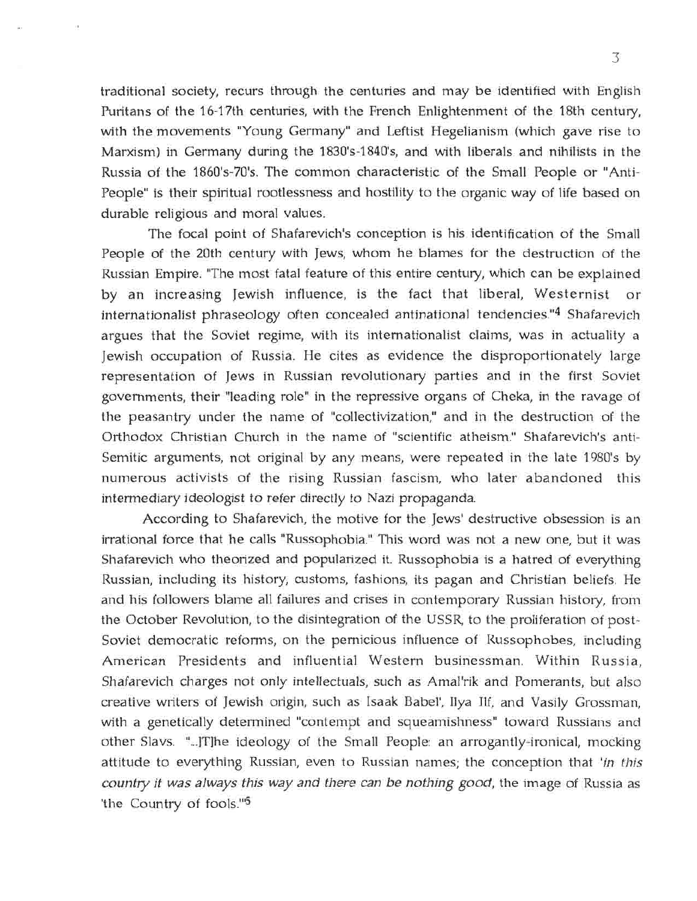traditional society, recurs through the centuries and may be identified with English Puritans of the 16-17th centuries, with the French Enlightenment of the 18th century, with the movements "Young Germany" and Leftist Hegelianism (which gave rise to Marxism) in Germany during the 1830's-1840's, and with liberals and nihilists in the Russia of the 1860's-70's. The common characteristic of the Small People or "Anti-People" is their spiritual rootlessness and hostility to the organic way of life based on durable religious and moral values.

The focal point of Shafarevich's conception is his identification of the Small People of the 20th century with Jews, whom he blames for the destruction of the Russian Empire. "The most fatal feature of this entire century, which can be explained by an increasing Jewish influence, is the fact that liberal, Westernist or internationalist phraseology often concealed antinational tendencies."[4] Shafarevich argues that the Soviet regime, with its internationalist claims, was in actuality a Jewish occupation of Russia. He cites as evidence the disproportionately large representation of Jews in Russian revolutionary parties and in the first Soviet governments, their "leading role" in the repressive organs of Cheka, in the ravage of the peasantry under the name of "collectivization," and in the destruction of the Orthodox Christian Church in the name of "scientific atheism." Shafarevich's anti-Semitic arguments, not original by any means, were repeated in the late 1980's by numerous activists of the rising Russian fascism, who later abandoned this intermediary ideologist to refer directly to Nazi propaganda.

According to Shafarevich, the motive for the Jews' destructive obsession is an irrational force that he calls "Russophobia." This word was not a new one, but it was Shafarevich who theorized and popularized it. Russophobia is a hatred of everything Russian, including its history, customs, fashions, its pagan and Christian beliefs. He and his followers blame all failures and crises in contemporary Russian history, from the October Revolution, to the disintegration of the USSR, to the proliferation of post-Soviet democratic reforms, on the pernicious influence of Russophobes, including American Presidents and influential Western businessman. Within Russia, Shafarevich charges not only intellectuals, such as Amal'rik and Pomerants, but also creative writers of Jewish origin, such as Isaak Babel', Ilya Ilf, and Vasily Grossman, with a genetically determined "contempt and squeamishness" toward Russians and other Slavs. "...[T]he ideology of the Small People: an arrogantly-ironical, mocking attitude to everything Russian, even to Russian names; the conception that '*in this country it was always this way and there can be nothing good*, the image of Russia as 'the Country of fools.'"[5]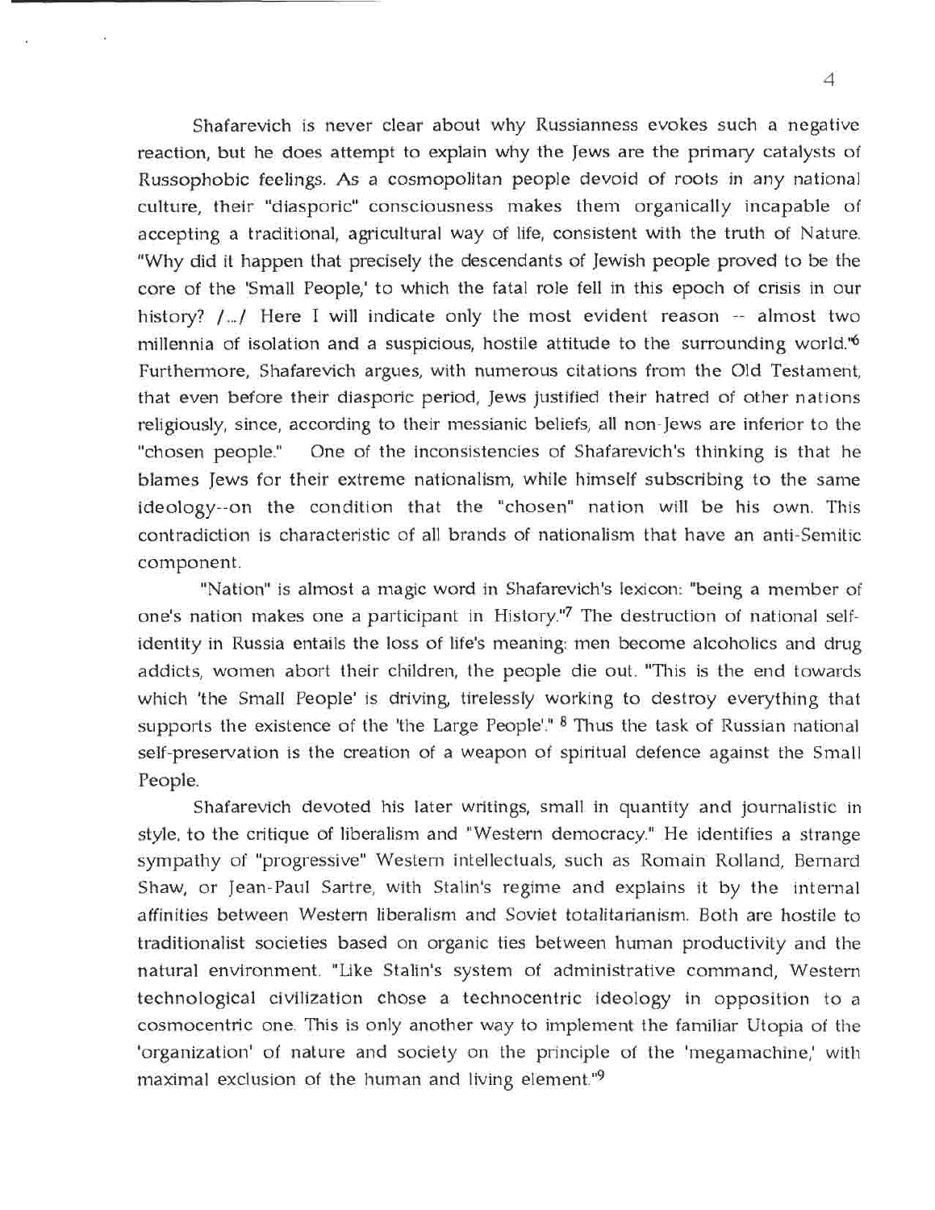Shafarevich is never clear about why Russianness evokes such a negative reaction, but he does attempt to explain why the Jews are the primary catalysts of Russophobic feelings. As a cosmopolitan people devoid of roots in any national culture, their "diasporic" consciousness makes them organically incapable of accepting a traditional, agricultural way of life, consistent with the truth of Nature. "Why did it happen that precisely the descendants of Jewish people proved to be the core of the 'Small People,' to which the fatal role fell in this epoch of crisis in our history? /.../ Here I will indicate only the most evident reason -- almost two millennia of isolation and a suspicious, hostile attitude to the surrounding world."[6] Furthermore, Shafarevich argues, with numerous citations from the Old Testament, that even before their diasporic period, Jews justified their hatred of other nations religiously, since, according to their messianic beliefs, all non-Jews are inferior to the "chosen people." One of the inconsistencies of Shafarevich's thinking is that he blames Jews for their extreme nationalism, while himself subscribing to the same ideology--on the condition that the "chosen" nation will be his own. This contradiction is characteristic of all brands of nationalism that have an anti-Semitic component.

"Nation" is almost a magic word in Shafarevich's lexicon: "being a member of one's nation makes one a participant in History."[7] The destruction of national self-identity in Russia entails the loss of life's meaning: men become alcoholics and drug addicts, women abort their children, the people die out. "This is the end towards which 'the Small People' is driving, tirelessly working to destroy everything that supports the existence of the 'the Large People'."[8] Thus the task of Russian national self-preservation is the creation of a weapon of spiritual defence against the Small People.

Shafarevich devoted his later writings, small in quantity and journalistic in style, to the critique of liberalism and "Western democracy." He identifies a strange sympathy of "progressive" Western intellectuals, such as Romain Rolland, Bernard Shaw, or Jean-Paul Sartre, with Stalin's regime and explains it by the internal affinities between Western liberalism and Soviet totalitarianism. Both are hostile to traditionalist societies based on organic ties between human productivity and the natural environment. "Like Stalin's system of administrative command, Western technological civilization chose a technocentric ideology in opposition to a cosmocentric one. This is only another way to implement the familiar Utopia of the 'organization' of nature and society on the principle of the 'megamachine,' with maximal exclusion of the human and living element."[9]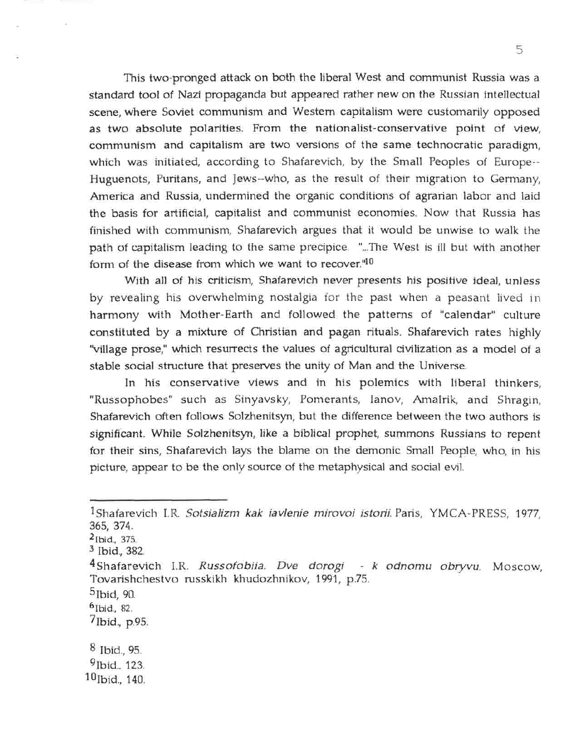This two-pronged attack on both the liberal West and communist Russia was a standard tool of Nazi propaganda but appeared rather new on the Russian intellectual scene, where Soviet communism and Western capitalism were customarily opposed as two absolute polarities. From the nationalist-conservative point of view, communism and capitalism are two versions of the same technocratic paradigm, which was initiated, according to Shafarevich, by the Small Peoples of Europe--Huguenots, Puritans, and Jews--who, as the result of their migration to Germany, America and Russia, undermined the organic conditions of agrarian labor and laid the basis for artificial, capitalist and communist economies. Now that Russia has finished with communism, Shafarevich argues that it would be unwise to walk the path of capitalism leading to the same precipice. "...The West is ill but with another form of the disease from which we want to recover."[10]

With all of his criticism, Shafarevich never presents his positive ideal, unless by revealing his overwhelming nostalgia for the past when a peasant lived in harmony with Mother-Earth and followed the patterns of "calendar" culture constituted by a mixture of Christian and pagan rituals. Shafarevich rates highly "village prose," which resurrects the values of agricultural civilization as a model of a stable social structure that preserves the unity of Man and the Universe.

In his conservative views and in his polemics with liberal thinkers, "Russophobes" such as Sinyavsky, Pomerants, Ianov, Amalrik, and Shragin, Shafarevich often follows Solzhenitsyn, but the difference between the two authors is significant. While Solzhenitsyn, like a biblical prophet, summons Russians to repent for their sins, Shafarevich lays the blame on the demonic Small People, who, in his picture, appear to be the only source of the metaphysical and social evil.

---

[1] Shafarevich I.R. *Sotsializm kak iavlenie mirovoi istorii.* Paris, YMCA-PRESS, 1977, 365, 374.

[2] Ibid., 375.

[3] Ibid., 382.

[4] Shafarevich I.R. *Russofobiia. Dve dorogi - k odnomu obryvu.* Moscow, Tovarishchestvo russkikh khudozhnikov, 1991, p.75.

[5] Ibid, 90.

[6] Ibid., 82.

[7] Ibid., p.95.

[8] Ibid., 95.

[9] Ibid., 123.

[10] Ibid., 140.